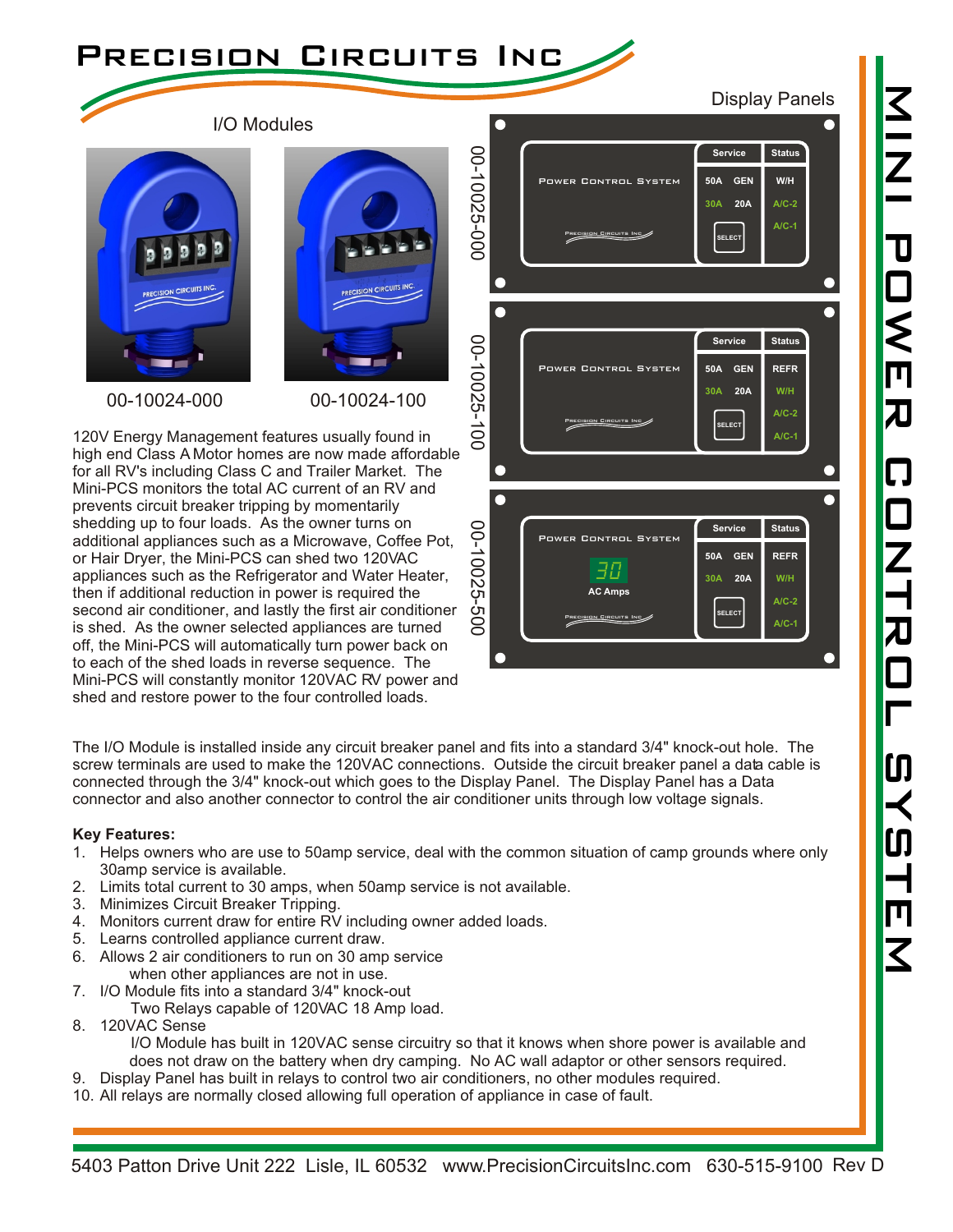# Precision Circuits Inc

## Mini Power Control System

### I/O Modules

00-10024-000

00-10024-100

### Display Panels

00-10025-000

00-10025-100

00-10025-500

120V Energy Management features usually found in high end Class A Motor homes are now made affordable for all RV's including Class C and Trailer Market. The Mini-PCS monitors the total AC current of an RV and prevents circuit breaker tripping by momentarily shedding up to four loads. As the owner turns on additional appliances such as a Microwave, Coffee Pot, or Hair Dryer, the Mini-PCS can shed two 120VAC appliances such as the Refrigerator and Water Heater, then if additional reduction in power is required the second air conditioner, and lastly the first air conditioner is shed. As the owner selected appliances are turned off, the Mini-PCS will automatically turn power back on to each of the shed loads in reverse sequence. The Mini-PCS will constantly monitor 120VAC RV power and shed and restore power to the four controlled loads.

The I/O Module is installed inside any circuit breaker panel and fits into a standard 3/4" knock-out hole. The screw terminals are used to make the 120VAC connections. Outside the circuit breaker panel a data cable is connected through the 3/4" knock-out which goes to the Display Panel. The Display Panel has a Data connector and also another connector to control the air conditioner units through low voltage signals.

**Key Features:**

1. Helps owners who are use to 50amp service, deal with the common situation of camp grounds where only 30amp service is available.
2. Limits total current to 30 amps, when 50amp service is not available.
3. Minimizes Circuit Breaker Tripping.
4. Monitors current draw for entire RV including owner added loads.
5. Learns controlled appliance current draw.
6. Allows 2 air conditioners to run on 30 amp service
   when other appliances are not in use.
7. I/O Module fits into a standard 3/4" knock-out
   Two Relays capable of 120VAC 18 Amp load.
8. 120VAC Sense
   I/O Module has built in 120VAC sense circuitry so that it knows when shore power is available and does not draw on the battery when dry camping. No AC wall adaptor or other sensors required.
9. Display Panel has built in relays to control two air conditioners, no other modules required.
10. All relays are normally closed allowing full operation of appliance in case of fault.

5403 Patton Drive Unit 222 Lisle, IL 60532 www.PrecisionCircuitsInc.com 630-515-9100 Rev D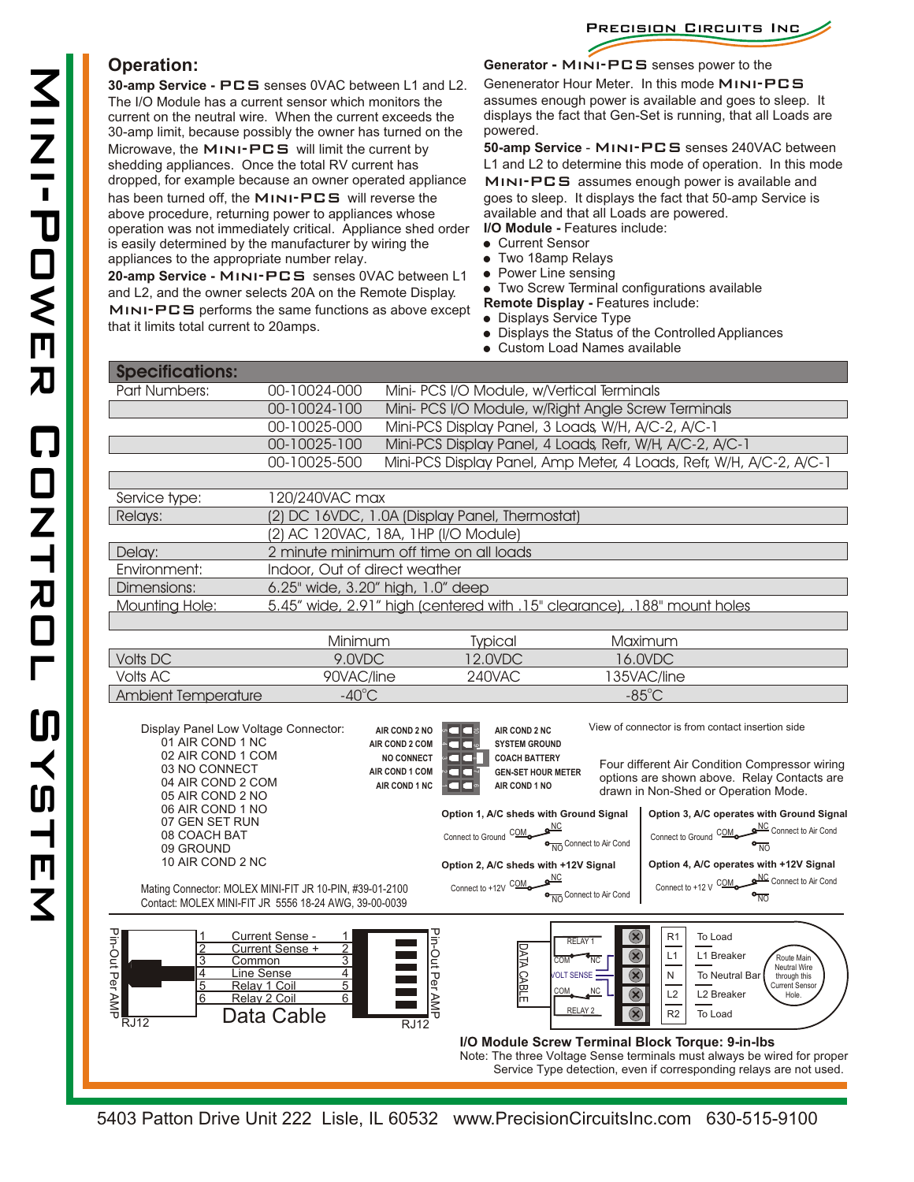# Mini-Power Control System

## Operation:

**30-amp Service - PCS** senses 0VAC between L1 and L2. The I/O Module has a current sensor which monitors the current on the neutral wire. When the current exceeds the 30-amp limit, because possibly the owner has turned on the Microwave, the MINI-PCS will limit the current by shedding appliances. Once the total RV current has dropped, for example because an owner operated appliance has been turned off, the MINI-PCS will reverse the above procedure, returning power to appliances whose operation was not immediately critical. Appliance shed order is easily determined by the manufacturer by wiring the appliances to the appropriate number relay.

**20-amp Service - MINI-PCS** senses 0VAC between L1 and L2, and the owner selects 20A on the Remote Display. MINI-PCS performs the same functions as above except that it limits total current to 20amps.

**Generator - MINI-PCS** senses power to the Genenerator Hour Meter. In this mode MINI-PCS assumes enough power is available and goes to sleep. It displays the fact that Gen-Set is running, that all Loads are powered.

**50-amp Service** - MINI-PCS senses 240VAC between L1 and L2 to determine this mode of operation. In this mode MINI-PCS assumes enough power is available and goes to sleep. It displays the fact that 50-amp Service is available and that all Loads are powered.

**I/O Module -** Features include:

- Current Sensor
- Two 18amp Relays
- Power Line sensing
- Two Screw Terminal configurations available

**Remote Display -** Features include:

- Displays Service Type
- Displays the Status of the Controlled Appliances
- Custom Load Names available

## Specifications:

| | | |
|---|---|---|
| Part Numbers: | 00-10024-000 | Mini- PCS I/O Module, w/Vertical Terminals |
| | 00-10024-100 | Mini- PCS I/O Module, w/Right Angle Screw Terminals |
| | 00-10025-000 | Mini-PCS Display Panel, 3 Loads, W/H, A/C-2, A/C-1 |
| | 00-10025-100 | Mini-PCS Display Panel, 4 Loads, Refr, W/H, A/C-2, A/C-1 |
| | 00-10025-500 | Mini-PCS Display Panel, Amp Meter, 4 Loads, Refr, W/H, A/C-2, A/C-1 |

| | |
|---|---|
| Service type: | 120/240VAC max |
| Relays: | (2) DC 16VDC, 1.0A (Display Panel, Thermostat) |
| | (2) AC 120VAC, 18A, 1HP (I/O Module) |
| Delay: | 2 minute minimum off time on all loads |
| Environment: | Indoor, Out of direct weather |
| Dimensions: | 6.25" wide, 3.20" high, 1.0" deep |
| Mounting Hole: | 5.45" wide, 2.91" high (centered with .15" clearance), .188" mount holes |

| | Minimum | Typical | Maximum |
|---|---|---|---|
| Volts DC | 9.0VDC | 12.0VDC | 16.0VDC |
| Volts AC | 90VAC/line | 240VAC | 135VAC/line |
| Ambient Temperature | -40°C | | -85°C |

Display Panel Low Voltage Connector:

01 AIR COND 1 NC
02 AIR COND 1 COM
03 NO CONNECT
04 AIR COND 2 COM
05 AIR COND 2 NO
06 AIR COND 1 NO
07 GEN SET RUN
08 COACH BAT
09 GROUND
10 AIR COND 2 NC

Mating Connector: MOLEX MINI-FIT JR 10-PIN, #39-01-2100
Contact: MOLEX MINI-FIT JR 5556 18-24 AWG, 39-00-0039

AIR COND 2 NO, AIR COND 2 COM, NO CONNECT, AIR COND 1 COM, AIR COND 1 NC
AIR COND 2 NC, SYSTEM GROUND, COACH BATTERY, GEN-SET HOUR METER, AIR COND 1 NO

View of connector is from contact insertion side

Four different Air Condition Compressor wiring options are shown above. Relay Contacts are drawn in Non-Shed or Operation Mode.

Option 1, A/C sheds with Ground Signal
Connect to Ground COM NC NO Connect to Air Cond

Option 2, A/C sheds with +12V Signal
Connect to +12V COM NC NO Connect to Air Cond

Option 3, A/C operates with Ground Signal
Connect to Ground COM NC Connect to Air Cond NO

Option 4, A/C operates with +12V Signal
Connect to +12 V COM NC Connect to Air Cond NO

Data Cable

Pin-Out Per AMP RJ12

1 Current Sense -
2 Current Sense +
3 Common
4 Line Sense
5 Relay 1 Coil
6 Relay 2 Coil

DATA CABLE, RELAY 1 COM NC, VOLT SENSE, COM NC RELAY 2

R1 To Load
L1 L1 Breaker
N To Neutral Bar
L2 L2 Breaker
R2 To Load

Route Main Neutral Wire through this Current Sensor Hole.

**I/O Module Screw Terminal Block Torque: 9-in-lbs**

Note: The three Voltage Sense terminals must always be wired for proper Service Type detection, even if corresponding relays are not used.

5403 Patton Drive Unit 222 Lisle, IL 60532 www.PrecisionCircuitsInc.com 630-515-9100